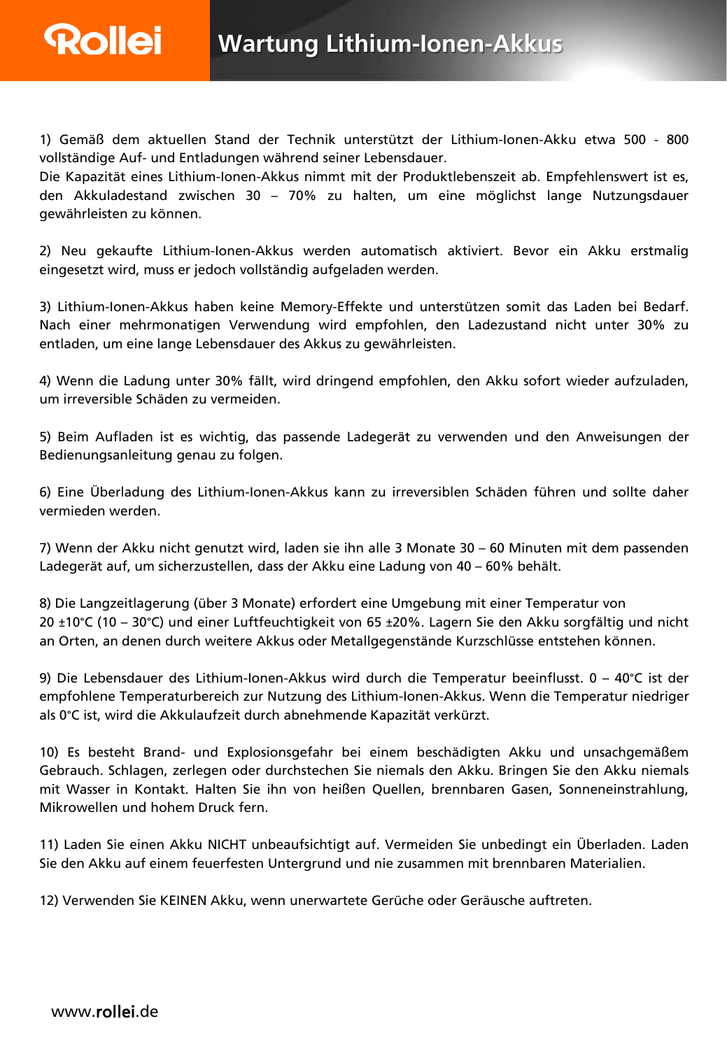# Wartung Lithium-Ionen-Akkus

1) Gemäß dem aktuellen Stand der Technik unterstützt der Lithium-Ionen-Akku etwa 500 - 800 vollständige Auf- und Entladungen während seiner Lebensdauer.
Die Kapazität eines Lithium-Ionen-Akkus nimmt mit der Produktlebenszeit ab. Empfehlenswert ist es, den Akkuladestand zwischen 30 – 70% zu halten, um eine möglichst lange Nutzungsdauer gewährleisten zu können.

2) Neu gekaufte Lithium-Ionen-Akkus werden automatisch aktiviert. Bevor ein Akku erstmalig eingesetzt wird, muss er jedoch vollständig aufgeladen werden.

3) Lithium-Ionen-Akkus haben keine Memory-Effekte und unterstützen somit das Laden bei Bedarf. Nach einer mehrmonatigen Verwendung wird empfohlen, den Ladezustand nicht unter 30% zu entladen, um eine lange Lebensdauer des Akkus zu gewährleisten.

4) Wenn die Ladung unter 30% fällt, wird dringend empfohlen, den Akku sofort wieder aufzuladen, um irreversible Schäden zu vermeiden.

5) Beim Aufladen ist es wichtig, das passende Ladegerät zu verwenden und den Anweisungen der Bedienungsanleitung genau zu folgen.

6) Eine Überladung des Lithium-Ionen-Akkus kann zu irreversiblen Schäden führen und sollte daher vermieden werden.

7) Wenn der Akku nicht genutzt wird, laden sie ihn alle 3 Monate 30 – 60 Minuten mit dem passenden Ladegerät auf, um sicherzustellen, dass der Akku eine Ladung von 40 – 60% behält.

8) Die Langzeitlagerung (über 3 Monate) erfordert eine Umgebung mit einer Temperatur von 20 ±10°C (10 – 30°C) und einer Luftfeuchtigkeit von 65 ±20%. Lagern Sie den Akku sorgfältig und nicht an Orten, an denen durch weitere Akkus oder Metallgegenstände Kurzschlüsse entstehen können.

9) Die Lebensdauer des Lithium-Ionen-Akkus wird durch die Temperatur beeinflusst. 0 – 40°C ist der empfohlene Temperaturbereich zur Nutzung des Lithium-Ionen-Akkus. Wenn die Temperatur niedriger als 0°C ist, wird die Akkulaufzeit durch abnehmende Kapazität verkürzt.

10) Es besteht Brand- und Explosionsgefahr bei einem beschädigten Akku und unsachgemäßem Gebrauch. Schlagen, zerlegen oder durchstechen Sie niemals den Akku. Bringen Sie den Akku niemals mit Wasser in Kontakt. Halten Sie ihn von heißen Quellen, brennbaren Gasen, Sonneneinstrahlung, Mikrowellen und hohem Druck fern.

11) Laden Sie einen Akku NICHT unbeaufsichtigt auf. Vermeiden Sie unbedingt ein Überladen. Laden Sie den Akku auf einem feuerfesten Untergrund und nie zusammen mit brennbaren Materialien.

12) Verwenden Sie KEINEN Akku, wenn unerwartete Gerüche oder Geräusche auftreten.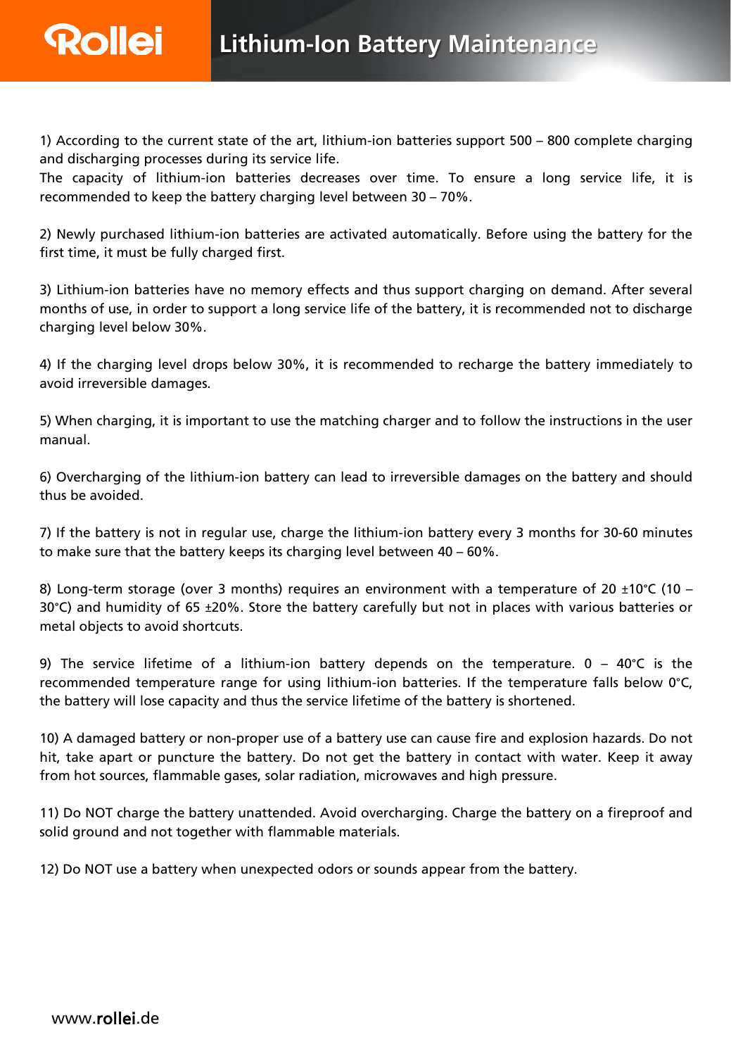# Lithium-Ion Battery Maintenance

1) According to the current state of the art, lithium-ion batteries support 500 – 800 complete charging and discharging processes during its service life.
The capacity of lithium-ion batteries decreases over time. To ensure a long service life, it is recommended to keep the battery charging level between 30 – 70%.

2) Newly purchased lithium-ion batteries are activated automatically. Before using the battery for the first time, it must be fully charged first.

3) Lithium-ion batteries have no memory effects and thus support charging on demand. After several months of use, in order to support a long service life of the battery, it is recommended not to discharge charging level below 30%.

4) If the charging level drops below 30%, it is recommended to recharge the battery immediately to avoid irreversible damages.

5) When charging, it is important to use the matching charger and to follow the instructions in the user manual.

6) Overcharging of the lithium-ion battery can lead to irreversible damages on the battery and should thus be avoided.

7) If the battery is not in regular use, charge the lithium-ion battery every 3 months for 30-60 minutes to make sure that the battery keeps its charging level between 40 – 60%.

8) Long-term storage (over 3 months) requires an environment with a temperature of 20 ±10°C (10 – 30°C) and humidity of 65 ±20%. Store the battery carefully but not in places with various batteries or metal objects to avoid shortcuts.

9) The service lifetime of a lithium-ion battery depends on the temperature. 0 – 40°C is the recommended temperature range for using lithium-ion batteries. If the temperature falls below 0°C, the battery will lose capacity and thus the service lifetime of the battery is shortened.

10) A damaged battery or non-proper use of a battery use can cause fire and explosion hazards. Do not hit, take apart or puncture the battery. Do not get the battery in contact with water. Keep it away from hot sources, flammable gases, solar radiation, microwaves and high pressure.

11) Do NOT charge the battery unattended. Avoid overcharging. Charge the battery on a fireproof and solid ground and not together with flammable materials.

12) Do NOT use a battery when unexpected odors or sounds appear from the battery.